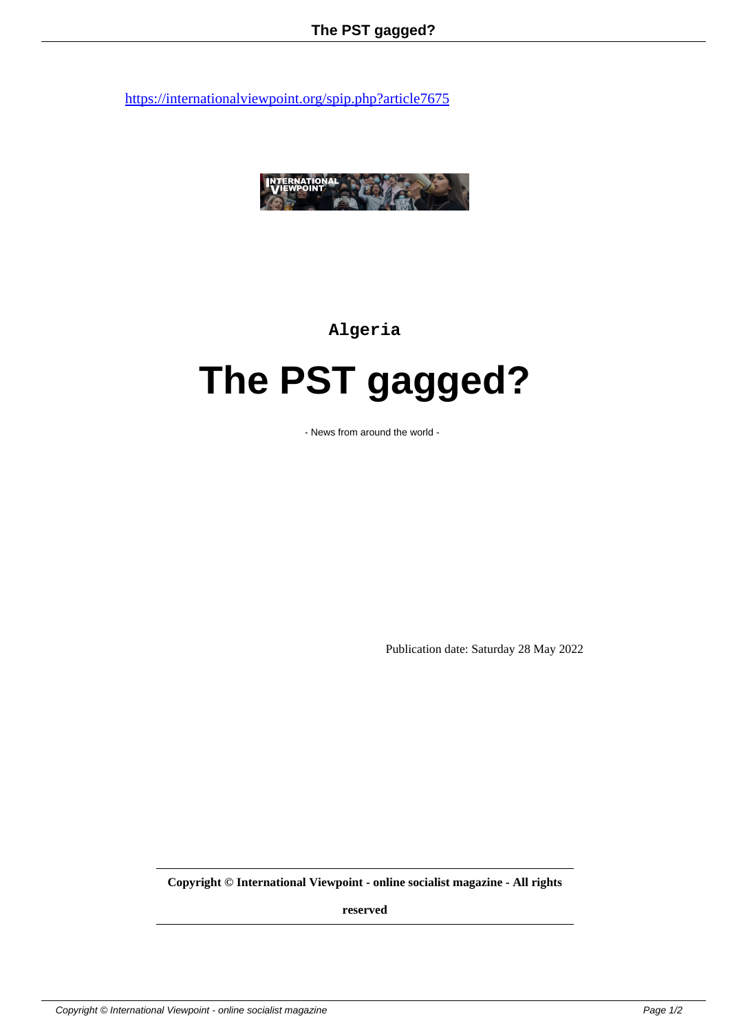https://internationalviewpoint.org/spip.php?article7675

Algeria

# The PST gagged?

- News from around the world -

Publication date: Saturday 28 May 2022

**Copyright © International Viewpoint - online socialist magazine - All rights reserved**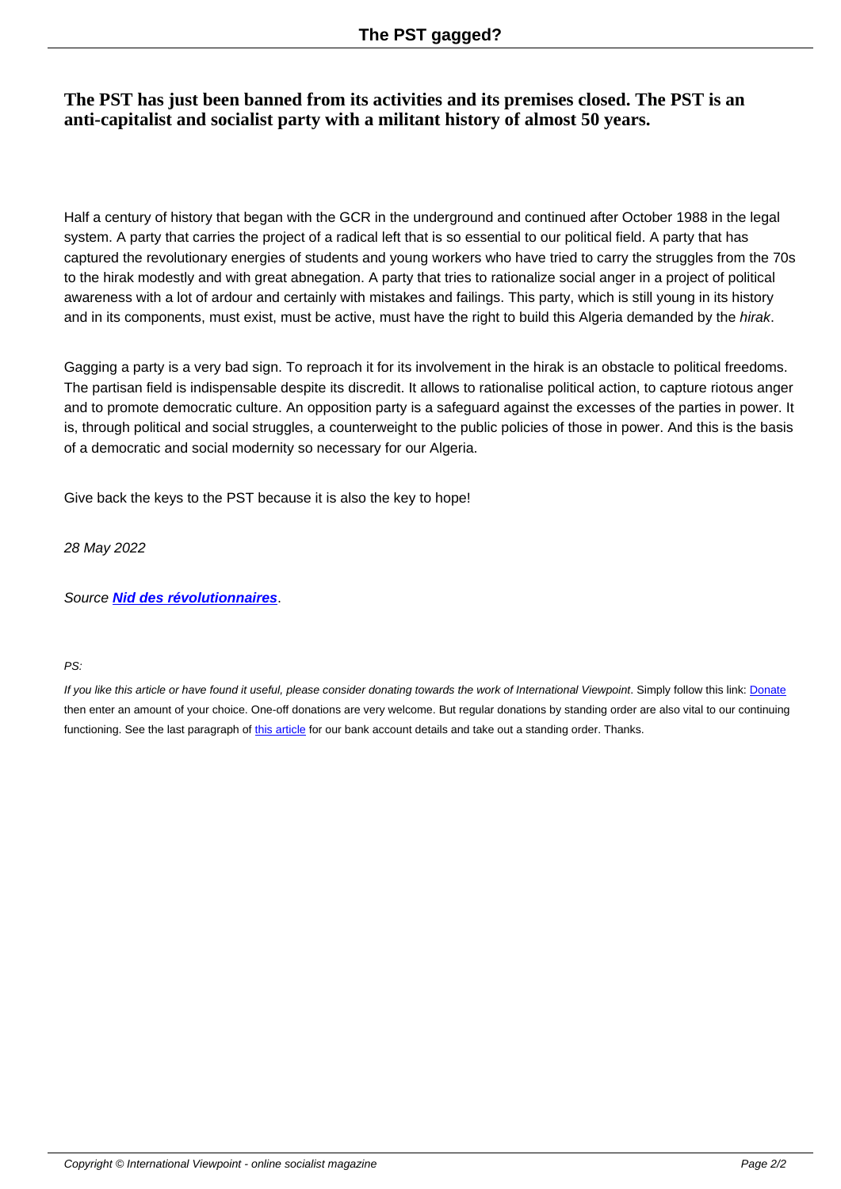**The PST has just been banned from its activities and its premises closed. The PST is an anti-capitalist and socialist party with a militant history of almost 50 years.**

Half a century of history that began with the GCR in the underground and continued after October 1988 in the legal system. A party that carries the project of a radical left that is so essential to our political field. A party that has captured the revolutionary energies of students and young workers who have tried to carry the struggles from the 70s to the hirak modestly and with great abnegation. A party that tries to rationalize social anger in a project of political awareness with a lot of ardour and certainly with mistakes and failings. This party, which is still young in its history and in its components, must exist, must be active, must have the right to build this Algeria demanded by the *hirak*.

Gagging a party is a very bad sign. To reproach it for its involvement in the hirak is an obstacle to political freedoms. The partisan field is indispensable despite its discredit. It allows to rationalise political action, to capture riotous anger and to promote democratic culture. An opposition party is a safeguard against the excesses of the parties in power. It is, through political and social struggles, a counterweight to the public policies of those in power. And this is the basis of a democratic and social modernity so necessary for our Algeria.

Give back the keys to the PST because it is also the key to hope!

*28 May 2022*

*Source* ***Nid des révolutionnaires***.

*PS:*

*If you like this article or have found it useful, please consider donating towards the work of International Viewpoint*. Simply follow this link: Donate then enter an amount of your choice. One-off donations are very welcome. But regular donations by standing order are also vital to our continuing functioning. See the last paragraph of this article for our bank account details and take out a standing order. Thanks.